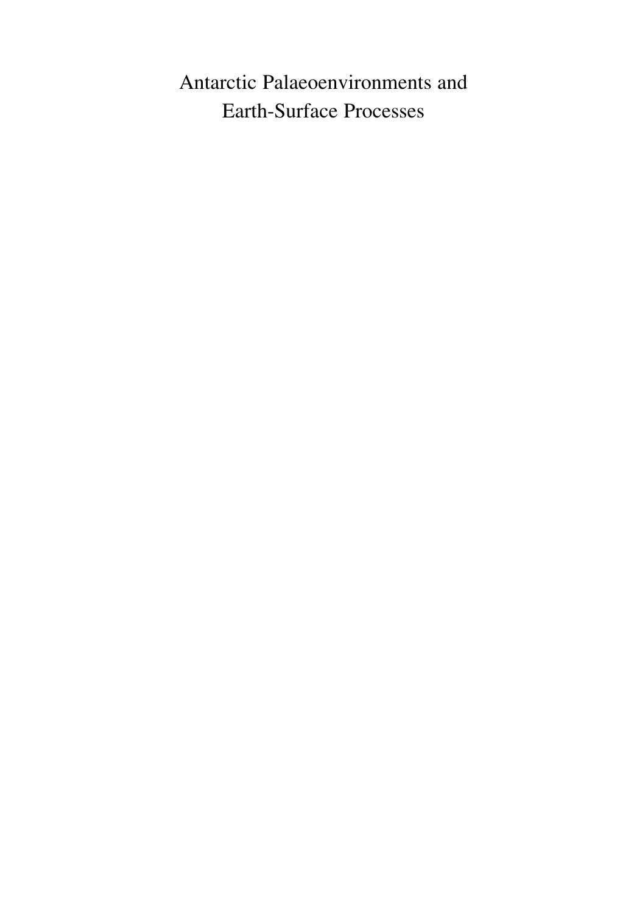# Antarctic Palaeoenvironments and Earth-Surface Processes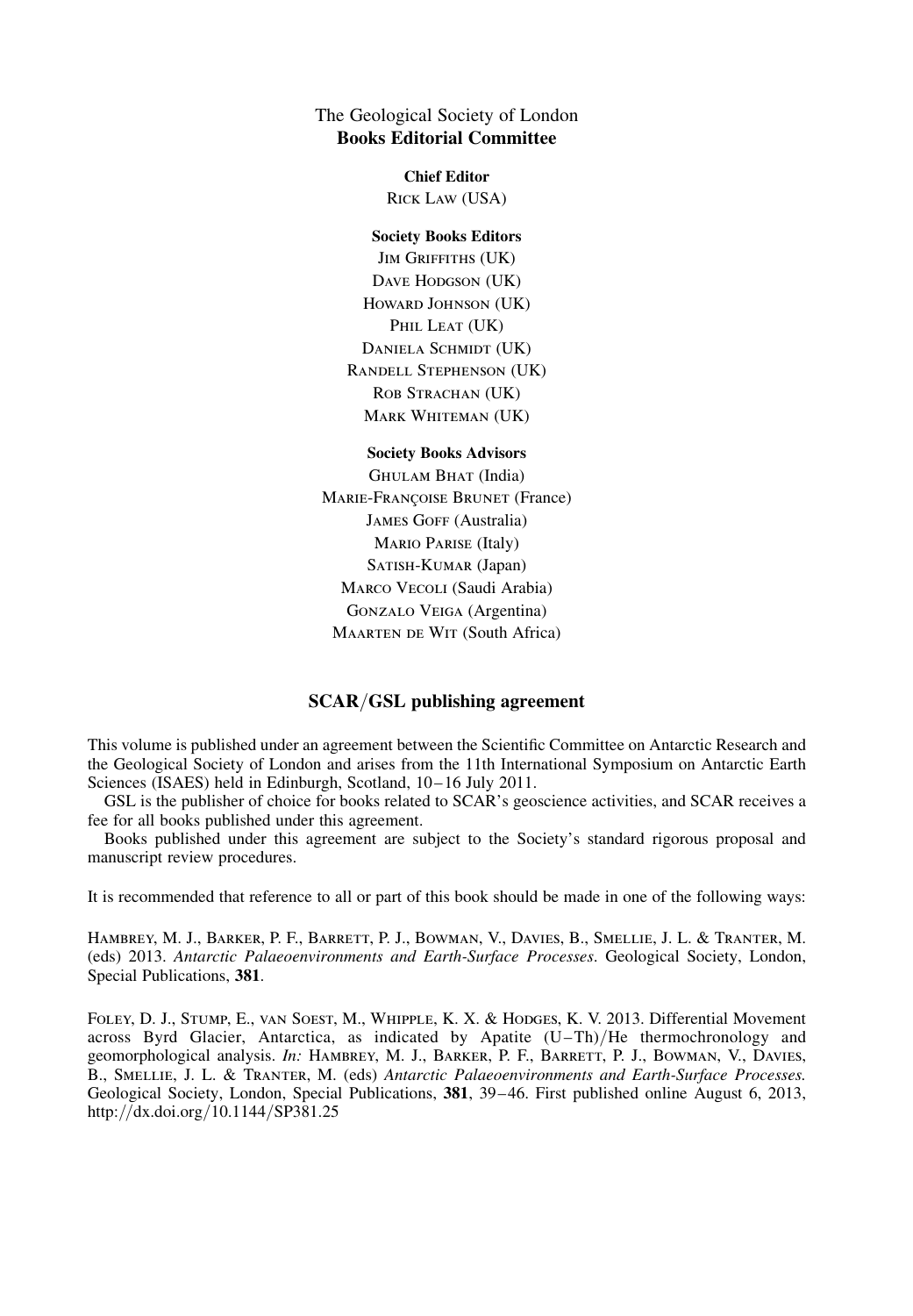The Geological Society of London
**Books Editorial Committee**

**Chief Editor**

Rick Law (USA)

**Society Books Editors**

Jim Griffiths (UK)
Dave Hodgson (UK)
Howard Johnson (UK)
Phil Leat (UK)
Daniela Schmidt (UK)
Randell Stephenson (UK)
Rob Strachan (UK)
Mark Whiteman (UK)

**Society Books Advisors**

Ghulam Bhat (India)
Marie-Françoise Brunet (France)
James Goff (Australia)
Mario Parise (Italy)
Satish-Kumar (Japan)
Marco Vecoli (Saudi Arabia)
Gonzalo Veiga (Argentina)
Maarten de Wit (South Africa)

## SCAR/GSL publishing agreement

This volume is published under an agreement between the Scientific Committee on Antarctic Research and the Geological Society of London and arises from the 11th International Symposium on Antarctic Earth Sciences (ISAES) held in Edinburgh, Scotland, 10–16 July 2011.

GSL is the publisher of choice for books related to SCAR's geoscience activities, and SCAR receives a fee for all books published under this agreement.

Books published under this agreement are subject to the Society's standard rigorous proposal and manuscript review procedures.

It is recommended that reference to all or part of this book should be made in one of the following ways:

Hambrey, M. J., Barker, P. F., Barrett, P. J., Bowman, V., Davies, B., Smellie, J. L. & Tranter, M. (eds) 2013. *Antarctic Palaeoenvironments and Earth-Surface Processes*. Geological Society, London, Special Publications, **381**.

Foley, D. J., Stump, E., van Soest, M., Whipple, K. X. & Hodges, K. V. 2013. Differential Movement across Byrd Glacier, Antarctica, as indicated by Apatite (U–Th)/He thermochronology and geomorphological analysis. *In:* Hambrey, M. J., Barker, P. F., Barrett, P. J., Bowman, V., Davies, B., Smellie, J. L. & Tranter, M. (eds) *Antarctic Palaeoenvironments and Earth-Surface Processes.* Geological Society, London, Special Publications, **381**, 39–46. First published online August 6, 2013, http://dx.doi.org/10.1144/SP381.25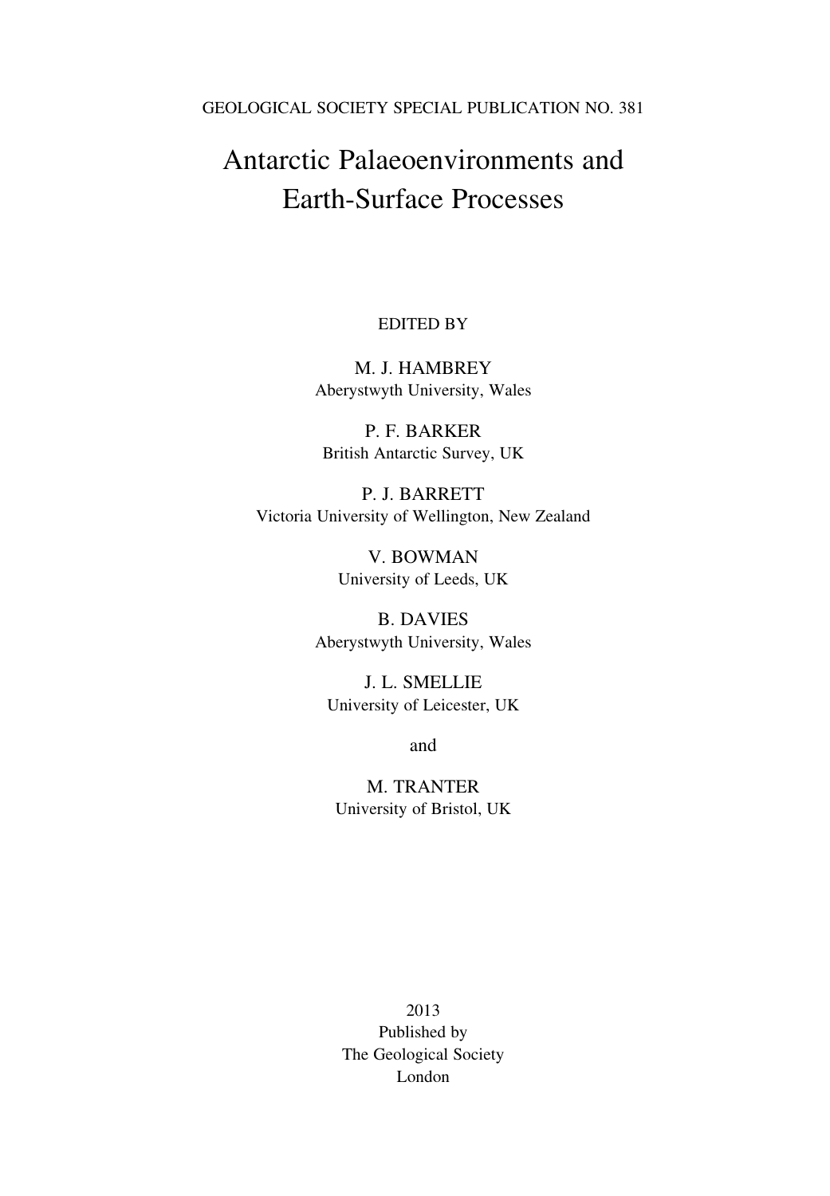GEOLOGICAL SOCIETY SPECIAL PUBLICATION NO. 381

# Antarctic Palaeoenvironments and Earth-Surface Processes

EDITED BY

M. J. HAMBREY
Aberystwyth University, Wales

P. F. BARKER
British Antarctic Survey, UK

P. J. BARRETT
Victoria University of Wellington, New Zealand

V. BOWMAN
University of Leeds, UK

B. DAVIES
Aberystwyth University, Wales

J. L. SMELLIE
University of Leicester, UK

and

M. TRANTER
University of Bristol, UK

2013
Published by
The Geological Society
London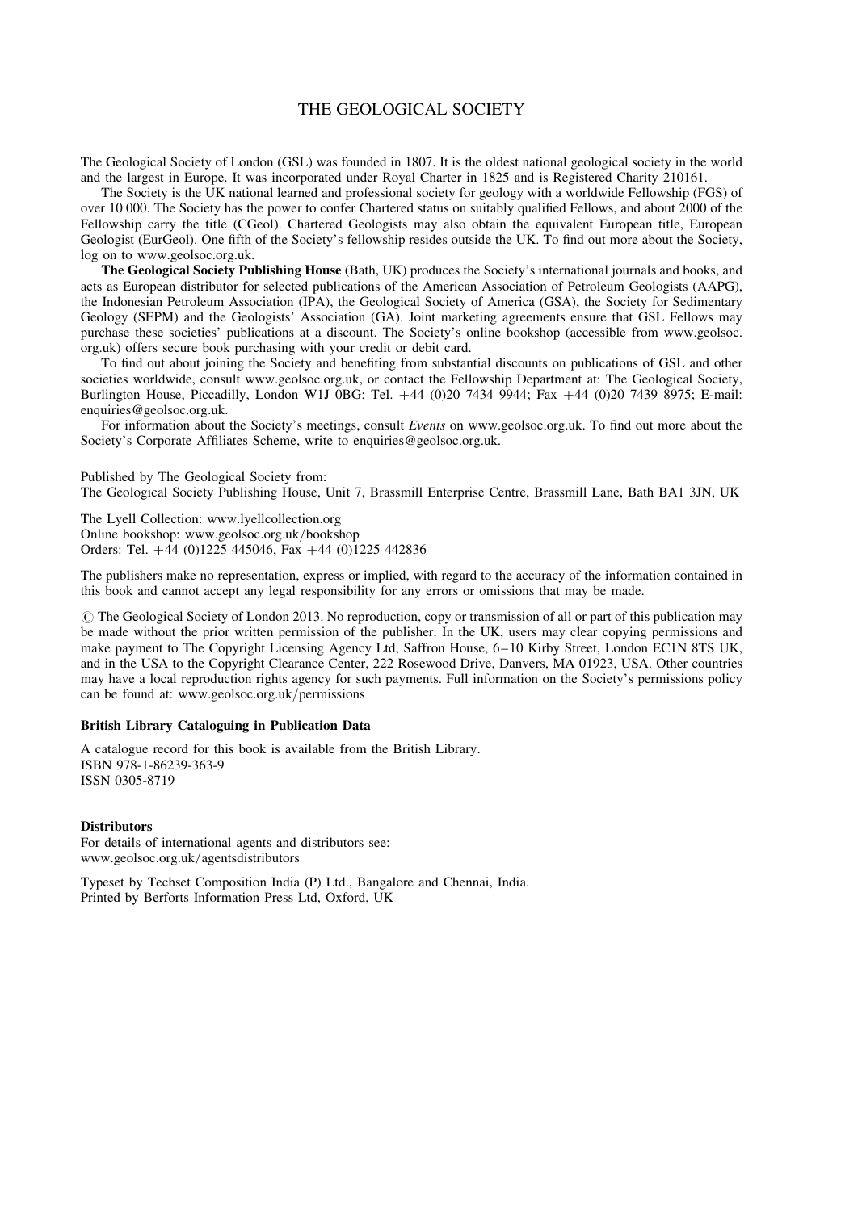# THE GEOLOGICAL SOCIETY

The Geological Society of London (GSL) was founded in 1807. It is the oldest national geological society in the world and the largest in Europe. It was incorporated under Royal Charter in 1825 and is Registered Charity 210161.

The Society is the UK national learned and professional society for geology with a worldwide Fellowship (FGS) of over 10 000. The Society has the power to confer Chartered status on suitably qualified Fellows, and about 2000 of the Fellowship carry the title (CGeol). Chartered Geologists may also obtain the equivalent European title, European Geologist (EurGeol). One fifth of the Society's fellowship resides outside the UK. To find out more about the Society, log on to www.geolsoc.org.uk.

**The Geological Society Publishing House** (Bath, UK) produces the Society's international journals and books, and acts as European distributor for selected publications of the American Association of Petroleum Geologists (AAPG), the Indonesian Petroleum Association (IPA), the Geological Society of America (GSA), the Society for Sedimentary Geology (SEPM) and the Geologists' Association (GA). Joint marketing agreements ensure that GSL Fellows may purchase these societies' publications at a discount. The Society's online bookshop (accessible from www.geolsoc.org.uk) offers secure book purchasing with your credit or debit card.

To find out about joining the Society and benefiting from substantial discounts on publications of GSL and other societies worldwide, consult www.geolsoc.org.uk, or contact the Fellowship Department at: The Geological Society, Burlington House, Piccadilly, London W1J 0BG: Tel. +44 (0)20 7434 9944; Fax +44 (0)20 7439 8975; E-mail: enquiries@geolsoc.org.uk.

For information about the Society's meetings, consult *Events* on www.geolsoc.org.uk. To find out more about the Society's Corporate Affiliates Scheme, write to enquiries@geolsoc.org.uk.

Published by The Geological Society from:
The Geological Society Publishing House, Unit 7, Brassmill Enterprise Centre, Brassmill Lane, Bath BA1 3JN, UK

The Lyell Collection: www.lyellcollection.org
Online bookshop: www.geolsoc.org.uk/bookshop
Orders: Tel. +44 (0)1225 445046, Fax +44 (0)1225 442836

The publishers make no representation, express or implied, with regard to the accuracy of the information contained in this book and cannot accept any legal responsibility for any errors or omissions that may be made.

© The Geological Society of London 2013. No reproduction, copy or transmission of all or part of this publication may be made without the prior written permission of the publisher. In the UK, users may clear copying permissions and make payment to The Copyright Licensing Agency Ltd, Saffron House, 6–10 Kirby Street, London EC1N 8TS UK, and in the USA to the Copyright Clearance Center, 222 Rosewood Drive, Danvers, MA 01923, USA. Other countries may have a local reproduction rights agency for such payments. Full information on the Society's permissions policy can be found at: www.geolsoc.org.uk/permissions

**British Library Cataloguing in Publication Data**

A catalogue record for this book is available from the British Library.
ISBN 978-1-86239-363-9
ISSN 0305-8719

**Distributors**
For details of international agents and distributors see:
www.geolsoc.org.uk/agentsdistributors

Typeset by Techset Composition India (P) Ltd., Bangalore and Chennai, India.
Printed by Berforts Information Press Ltd, Oxford, UK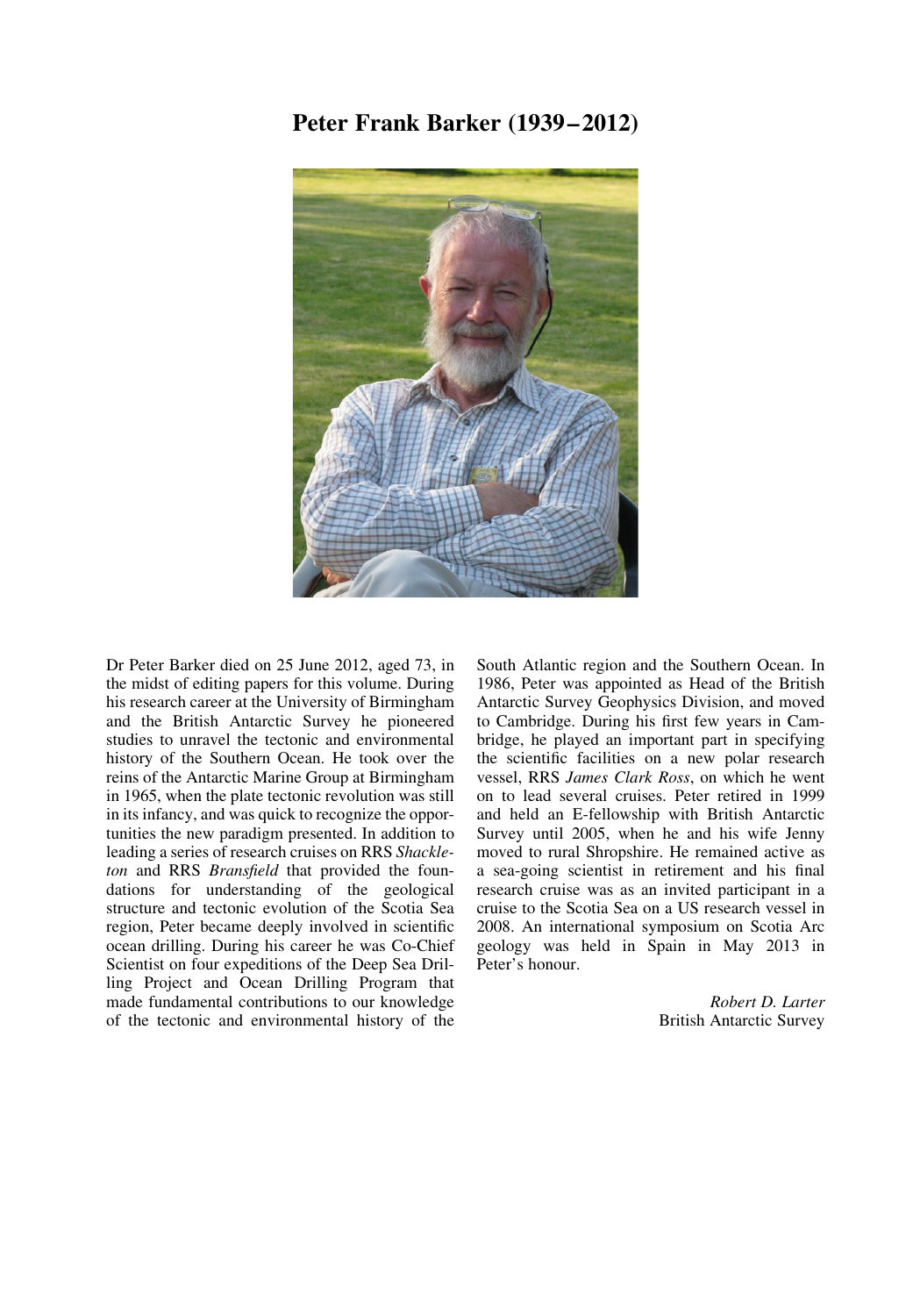# Peter Frank Barker (1939–2012)

Dr Peter Barker died on 25 June 2012, aged 73, in the midst of editing papers for this volume. During his research career at the University of Birmingham and the British Antarctic Survey he pioneered studies to unravel the tectonic and environmental history of the Southern Ocean. He took over the reins of the Antarctic Marine Group at Birmingham in 1965, when the plate tectonic revolution was still in its infancy, and was quick to recognize the opportunities the new paradigm presented. In addition to leading a series of research cruises on RRS *Shackleton* and RRS *Bransfield* that provided the foundations for understanding of the geological structure and tectonic evolution of the Scotia Sea region, Peter became deeply involved in scientific ocean drilling. During his career he was Co-Chief Scientist on four expeditions of the Deep Sea Drilling Project and Ocean Drilling Program that made fundamental contributions to our knowledge of the tectonic and environmental history of the South Atlantic region and the Southern Ocean. In 1986, Peter was appointed as Head of the British Antarctic Survey Geophysics Division, and moved to Cambridge. During his first few years in Cambridge, he played an important part in specifying the scientific facilities on a new polar research vessel, RRS *James Clark Ross*, on which he went on to lead several cruises. Peter retired in 1999 and held an E-fellowship with British Antarctic Survey until 2005, when he and his wife Jenny moved to rural Shropshire. He remained active as a sea-going scientist in retirement and his final research cruise was as an invited participant in a cruise to the Scotia Sea on a US research vessel in 2008. An international symposium on Scotia Arc geology was held in Spain in May 2013 in Peter's honour.

*Robert D. Larter*
British Antarctic Survey